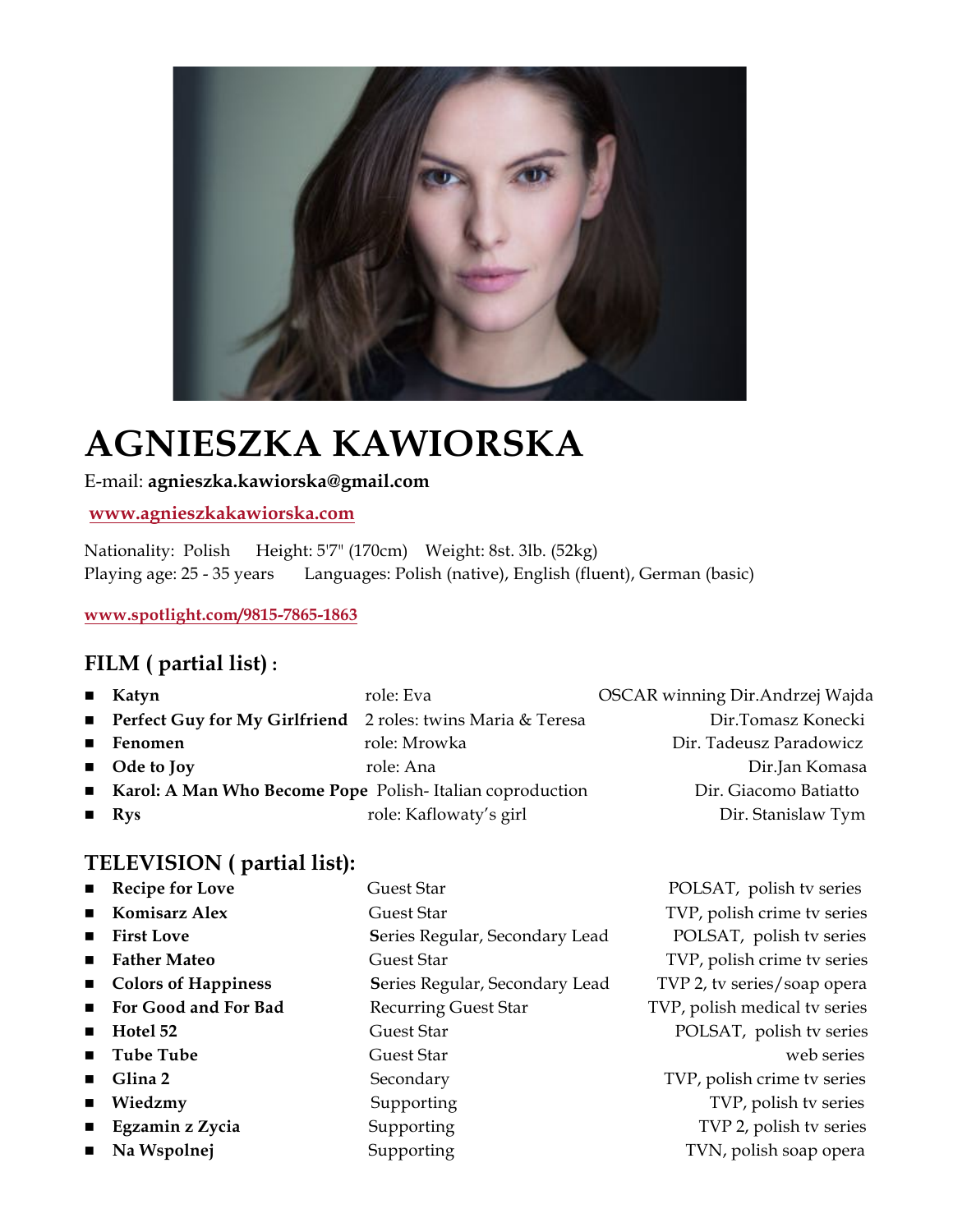# AGNIESZKA KAWIORSKA

E-mail: **agnieszka.kawiorska@gmail.com**

**www.agnieszkakawiorska.com**

Nationality: Polish Height: 5'7" (170cm) Weight: 8st. 3lb. (52kg)
Playing age: 25 - 35 years Languages: Polish (native), English (fluent), German (basic)

**www.spotlight.com/9815-7865-1863**

## FILM ( partial list) :

| Title | Role | Director |
|---|---|---|
| **Katyn** | role: Eva | OSCAR winning Dir.Andrzej Wajda |
| **Perfect Guy for My Girlfriend** | 2 roles: twins Maria & Teresa | Dir.Tomasz Konecki |
| **Fenomen** | role: Mrowka | Dir. Tadeusz Paradowicz |
| **Ode to Joy** | role: Ana | Dir.Jan Komasa |
| **Karol: A Man Who Become Pope** | Polish- Italian coproduction | Dir. Giacomo Batiatto |
| **Rys** | role: Kaflowaty's girl | Dir. Stanislaw Tym |

## TELEVISION ( partial list):

| Title | Role | Network |
|---|---|---|
| **Recipe for Love** | Guest Star | POLSAT, polish tv series |
| **Komisarz Alex** | Guest Star | TVP, polish crime tv series |
| **First Love** | Series Regular, Secondary Lead | POLSAT, polish tv series |
| **Father Mateo** | Guest Star | TVP, polish crime tv series |
| **Colors of Happiness** | Series Regular, Secondary Lead | TVP 2, tv series/soap opera |
| **For Good and For Bad** | Recurring Guest Star | TVP, polish medical tv series |
| **Hotel 52** | Guest Star | POLSAT, polish tv series |
| **Tube Tube** | Guest Star | web series |
| **Glina 2** | Secondary | TVP, polish crime tv series |
| **Wiedzmy** | Supporting | TVP, polish tv series |
| **Egzamin z Zycia** | Supporting | TVP 2, polish tv series |
| **Na Wspolnej** | Supporting | TVN, polish soap opera |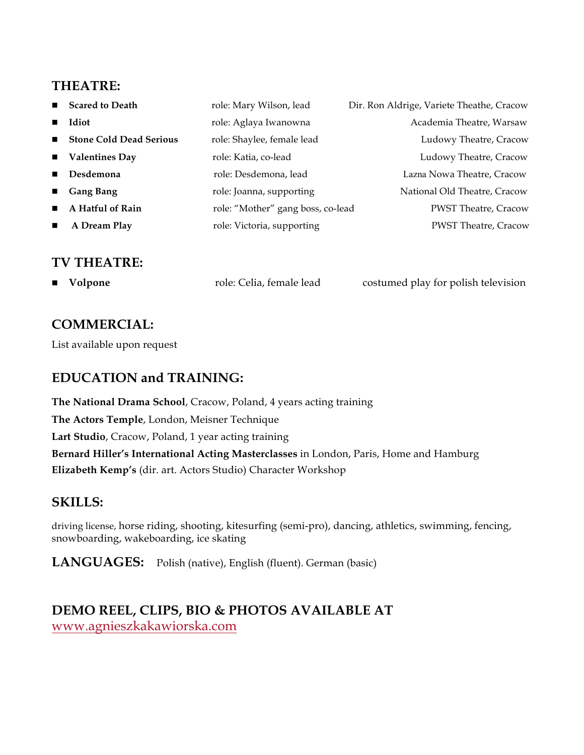## THEATRE:

| | | |
|---|---|---|
| **Scared to Death** | role: Mary Wilson, lead | Dir. Ron Aldrige, Variete Theatre, Cracow |
| **Idiot** | role: Aglaya Iwanowna | Academia Theatre, Warsaw |
| **Stone Cold Dead Serious** | role: Shaylee, female lead | Ludowy Theatre, Cracow |
| **Valentines Day** | role: Katia, co-lead | Ludowy Theatre, Cracow |
| **Desdemona** | role: Desdemona, lead | Lazna Nowa Theatre, Cracow |
| **Gang Bang** | role: Joanna, supporting | National Old Theatre, Cracow |
| **A Hatful of Rain** | role: "Mother" gang boss, co-lead | PWST Theatre, Cracow |
| **A Dream Play** | role: Victoria, supporting | PWST Theatre, Cracow |

## TV THEATRE:

| | | |
|---|---|---|
| **Volpone** | role: Celia, female lead | costumed play for polish television |

## COMMERCIAL:

List available upon request

## EDUCATION and TRAINING:

**The National Drama School**, Cracow, Poland, 4 years acting training

**The Actors Temple**, London, Meisner Technique

**Lart Studio**, Cracow, Poland, 1 year acting training

**Bernard Hiller's International Acting Masterclasses** in London, Paris, Home and Hamburg

**Elizabeth Kemp's** (dir. art. Actors Studio) Character Workshop

## SKILLS:

driving license, horse riding, shooting, kitesurfing (semi-pro), dancing, athletics, swimming, fencing, snowboarding, wakeboarding, ice skating

## LANGUAGES: Polish (native), English (fluent). German (basic)

## DEMO REEL, CLIPS, BIO & PHOTOS AVAILABLE AT

www.agnieszkakawiorska.com